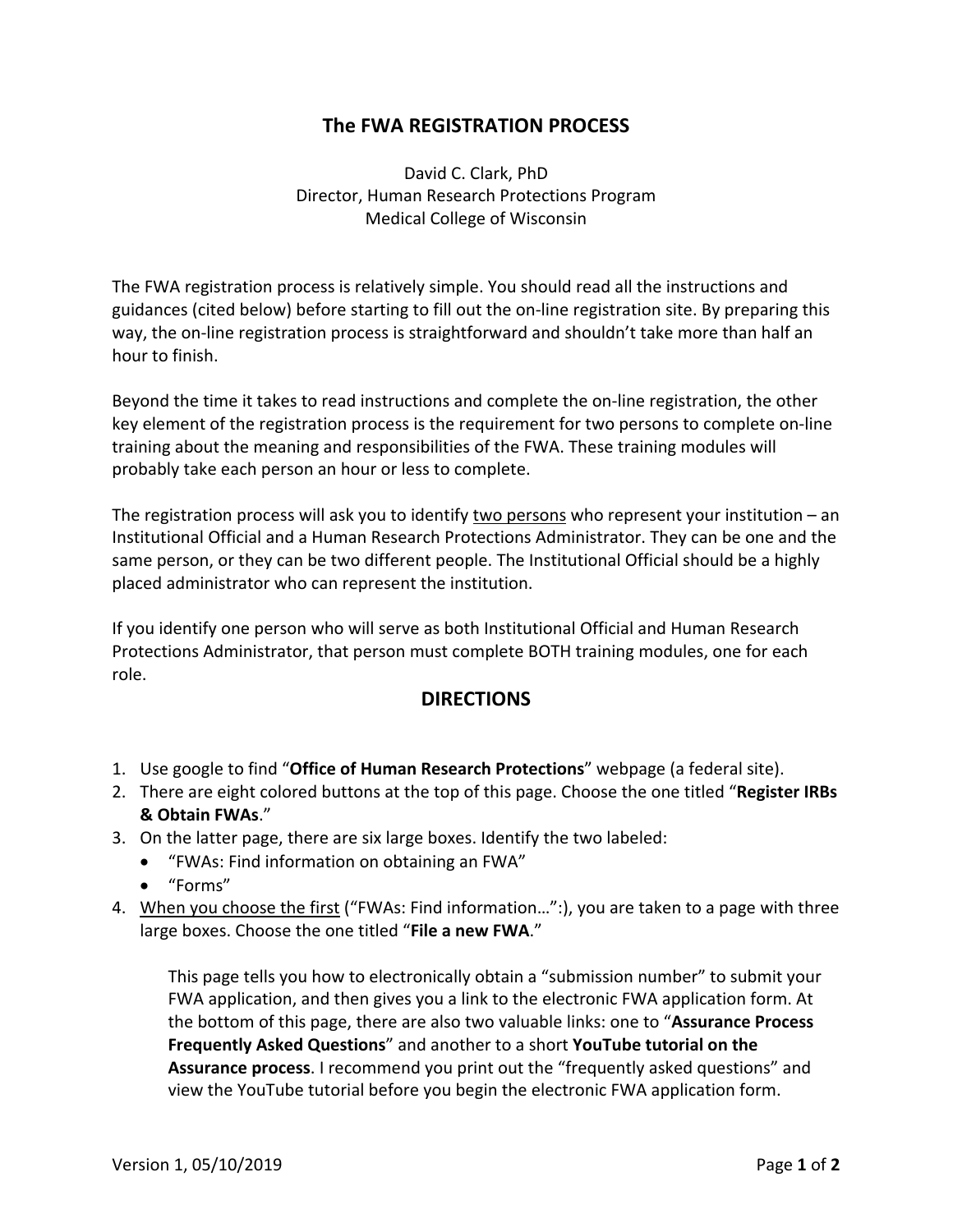# The FWA REGISTRATION PROCESS

David C. Clark, PhD
Director, Human Research Protections Program
Medical College of Wisconsin

The FWA registration process is relatively simple. You should read all the instructions and guidances (cited below) before starting to fill out the on-line registration site. By preparing this way, the on-line registration process is straightforward and shouldn't take more than half an hour to finish.

Beyond the time it takes to read instructions and complete the on-line registration, the other key element of the registration process is the requirement for two persons to complete on-line training about the meaning and responsibilities of the FWA. These training modules will probably take each person an hour or less to complete.

The registration process will ask you to identify <u>two persons</u> who represent your institution – an Institutional Official and a Human Research Protections Administrator. They can be one and the same person, or they can be two different people. The Institutional Official should be a highly placed administrator who can represent the institution.

If you identify one person who will serve as both Institutional Official and Human Research Protections Administrator, that person must complete BOTH training modules, one for each role.

## DIRECTIONS

1. Use google to find "**Office of Human Research Protections**" webpage (a federal site).
2. There are eight colored buttons at the top of this page. Choose the one titled "**Register IRBs & Obtain FWAs**."
3. On the latter page, there are six large boxes. Identify the two labeled:
   - "FWAs: Find information on obtaining an FWA"
   - "Forms"
4. <u>When you choose the first</u> ("FWAs: Find information…":), you are taken to a page with three large boxes. Choose the one titled "**File a new FWA**."

   This page tells you how to electronically obtain a "submission number" to submit your FWA application, and then gives you a link to the electronic FWA application form. At the bottom of this page, there are also two valuable links: one to "**Assurance Process Frequently Asked Questions**" and another to a short **YouTube tutorial on the Assurance process**. I recommend you print out the "frequently asked questions" and view the YouTube tutorial before you begin the electronic FWA application form.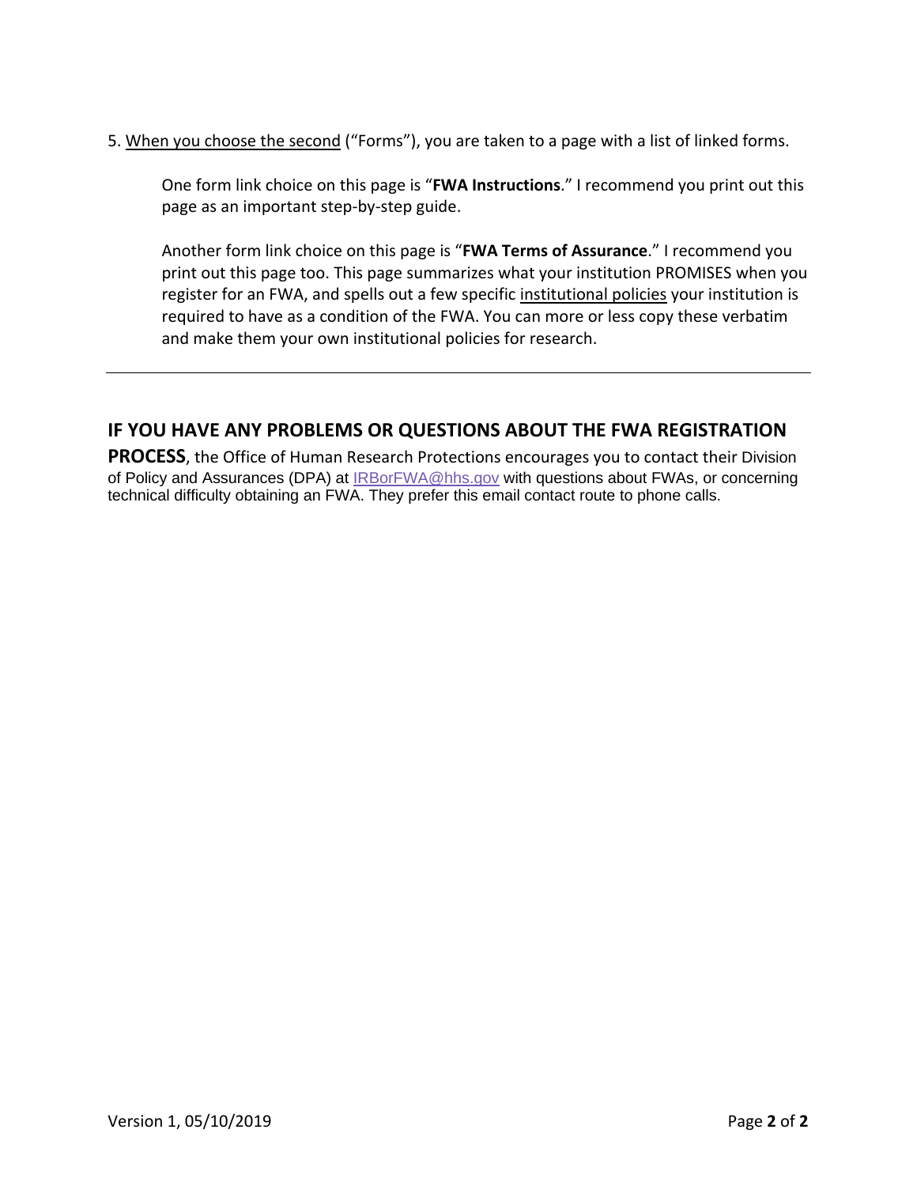5. When you choose the second ("Forms"), you are taken to a page with a list of linked forms.

   One form link choice on this page is "**FWA Instructions**." I recommend you print out this page as an important step-by-step guide.

   Another form link choice on this page is "**FWA Terms of Assurance**." I recommend you print out this page too. This page summarizes what your institution PROMISES when you register for an FWA, and spells out a few specific institutional policies your institution is required to have as a condition of the FWA. You can more or less copy these verbatim and make them your own institutional policies for research.

---

**IF YOU HAVE ANY PROBLEMS OR QUESTIONS ABOUT THE FWA REGISTRATION PROCESS**, the Office of Human Research Protections encourages you to contact their Division of Policy and Assurances (DPA) at IRBorFWA@hhs.gov with questions about FWAs, or concerning technical difficulty obtaining an FWA. They prefer this email contact route to phone calls.

Version 1, 05/10/2019